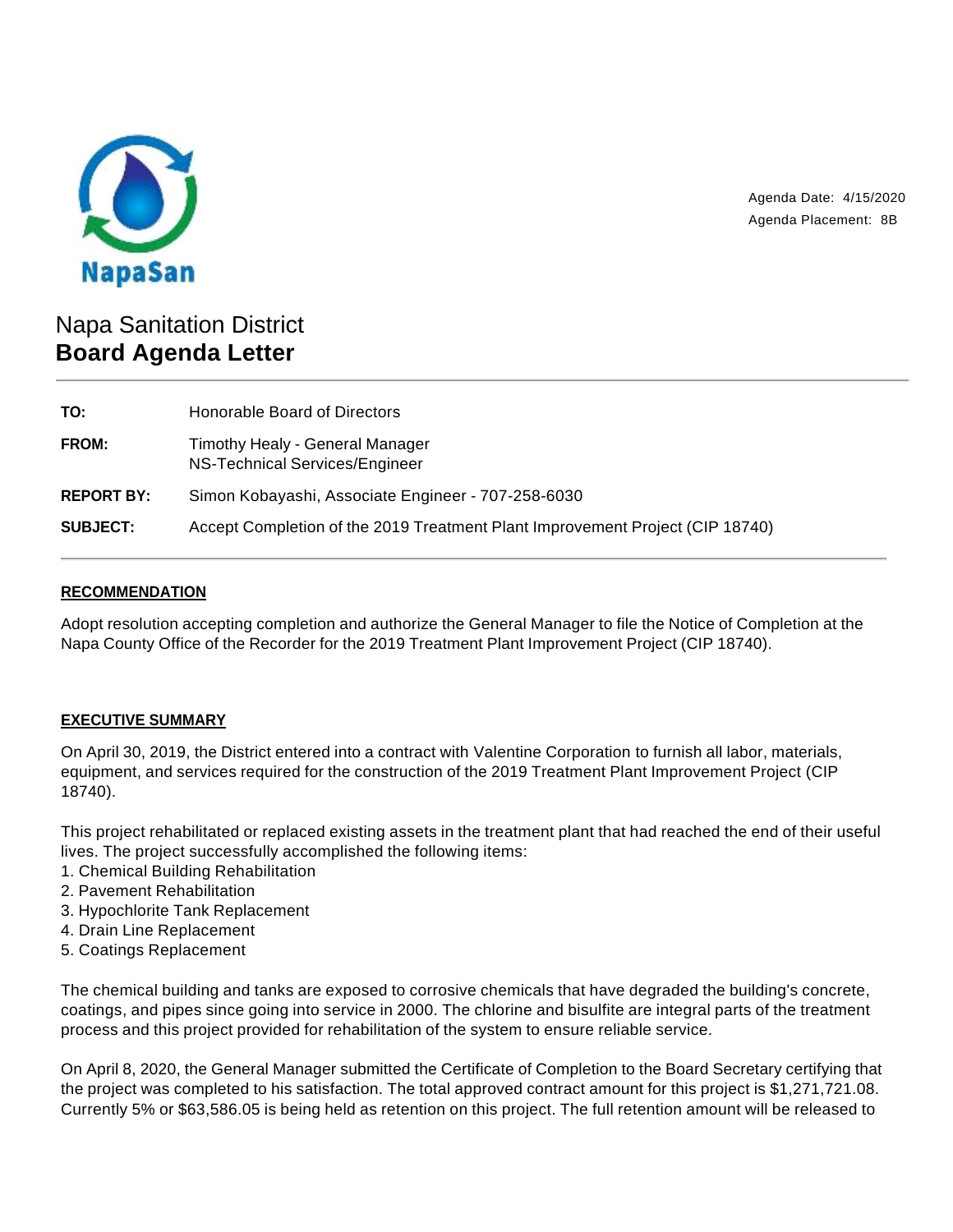NapaSan

Agenda Date: 4/15/2020
Agenda Placement: 8B

# Napa Sanitation District
## Board Agenda Letter

| | |
|---|---|
| **TO:** | Honorable Board of Directors |
| **FROM:** | Timothy Healy - General Manager<br>NS-Technical Services/Engineer |
| **REPORT BY:** | Simon Kobayashi, Associate Engineer - 707-258-6030 |
| **SUBJECT:** | Accept Completion of the 2019 Treatment Plant Improvement Project (CIP 18740) |

### RECOMMENDATION

Adopt resolution accepting completion and authorize the General Manager to file the Notice of Completion at the Napa County Office of the Recorder for the 2019 Treatment Plant Improvement Project (CIP 18740).

### EXECUTIVE SUMMARY

On April 30, 2019, the District entered into a contract with Valentine Corporation to furnish all labor, materials, equipment, and services required for the construction of the 2019 Treatment Plant Improvement Project (CIP 18740).

This project rehabilitated or replaced existing assets in the treatment plant that had reached the end of their useful lives. The project successfully accomplished the following items:

1. Chemical Building Rehabilitation
2. Pavement Rehabilitation
3. Hypochlorite Tank Replacement
4. Drain Line Replacement
5. Coatings Replacement

The chemical building and tanks are exposed to corrosive chemicals that have degraded the building's concrete, coatings, and pipes since going into service in 2000. The chlorine and bisulfite are integral parts of the treatment process and this project provided for rehabilitation of the system to ensure reliable service.

On April 8, 2020, the General Manager submitted the Certificate of Completion to the Board Secretary certifying that the project was completed to his satisfaction. The total approved contract amount for this project is $1,271,721.08. Currently 5% or $63,586.05 is being held as retention on this project. The full retention amount will be released to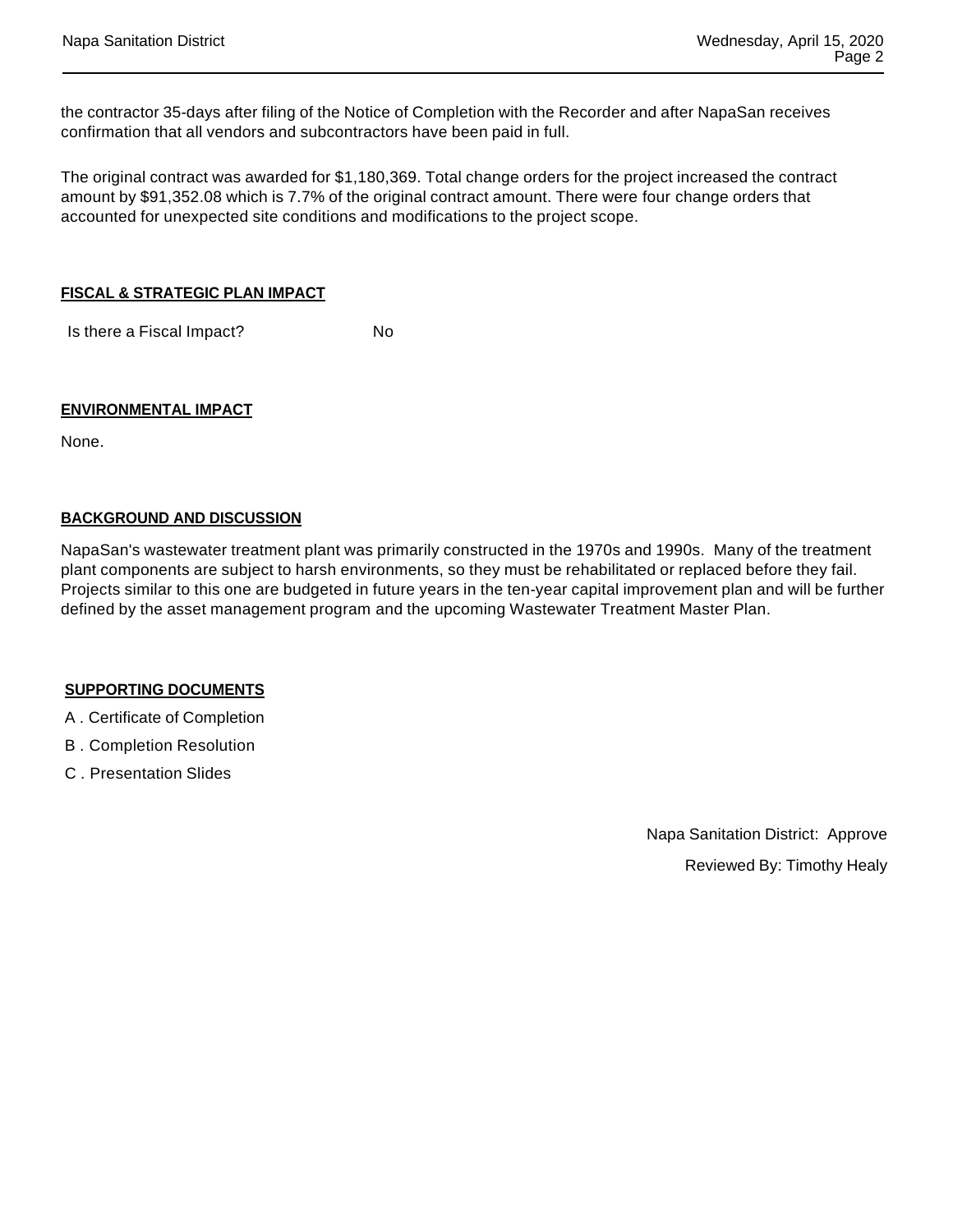the contractor 35-days after filing of the Notice of Completion with the Recorder and after NapaSan receives confirmation that all vendors and subcontractors have been paid in full.

The original contract was awarded for $1,180,369. Total change orders for the project increased the contract amount by $91,352.08 which is 7.7% of the original contract amount. There were four change orders that accounted for unexpected site conditions and modifications to the project scope.

## FISCAL & STRATEGIC PLAN IMPACT

Is there a Fiscal Impact? No

## ENVIRONMENTAL IMPACT

None.

## BACKGROUND AND DISCUSSION

NapaSan's wastewater treatment plant was primarily constructed in the 1970s and 1990s. Many of the treatment plant components are subject to harsh environments, so they must be rehabilitated or replaced before they fail. Projects similar to this one are budgeted in future years in the ten-year capital improvement plan and will be further defined by the asset management program and the upcoming Wastewater Treatment Master Plan.

## SUPPORTING DOCUMENTS

A . Certificate of Completion

B . Completion Resolution

C . Presentation Slides

Napa Sanitation District: Approve

Reviewed By: Timothy Healy